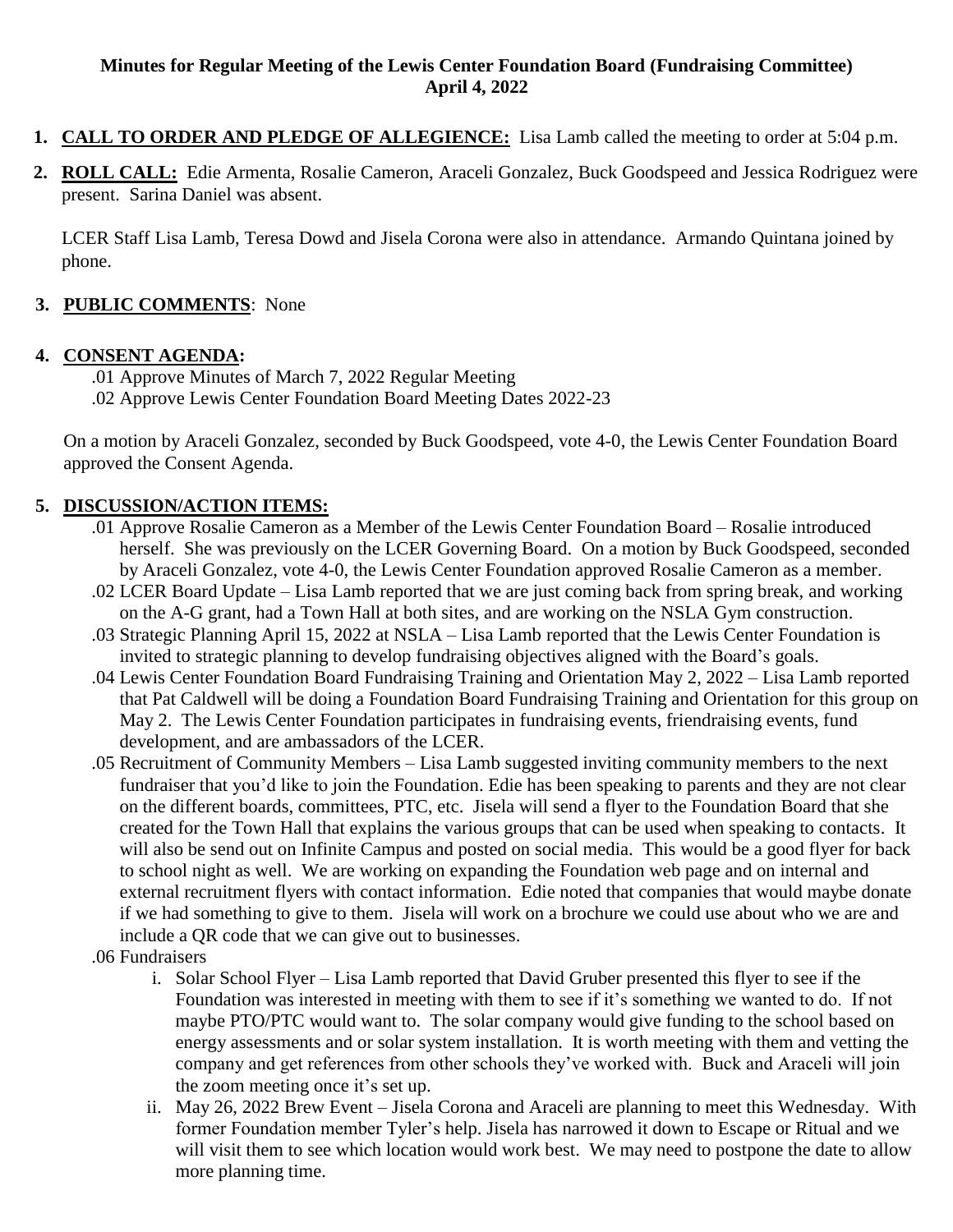**Minutes for Regular Meeting of the Lewis Center Foundation Board (Fundraising Committee)**
**April 4, 2022**

1. **CALL TO ORDER AND PLEDGE OF ALLEGIENCE:** Lisa Lamb called the meeting to order at 5:04 p.m.

2. **ROLL CALL:** Edie Armenta, Rosalie Cameron, Araceli Gonzalez, Buck Goodspeed and Jessica Rodriguez were present. Sarina Daniel was absent.

   LCER Staff Lisa Lamb, Teresa Dowd and Jisela Corona were also in attendance. Armando Quintana joined by phone.

3. **PUBLIC COMMENTS**: None

4. **CONSENT AGENDA:**

   .01 Approve Minutes of March 7, 2022 Regular Meeting
   .02 Approve Lewis Center Foundation Board Meeting Dates 2022-23

   On a motion by Araceli Gonzalez, seconded by Buck Goodspeed, vote 4-0, the Lewis Center Foundation Board approved the Consent Agenda.

5. **DISCUSSION/ACTION ITEMS:**

   .01 Approve Rosalie Cameron as a Member of the Lewis Center Foundation Board – Rosalie introduced herself. She was previously on the LCER Governing Board. On a motion by Buck Goodspeed, seconded by Araceli Gonzalez, vote 4-0, the Lewis Center Foundation approved Rosalie Cameron as a member.

   .02 LCER Board Update – Lisa Lamb reported that we are just coming back from spring break, and working on the A-G grant, had a Town Hall at both sites, and are working on the NSLA Gym construction.

   .03 Strategic Planning April 15, 2022 at NSLA – Lisa Lamb reported that the Lewis Center Foundation is invited to strategic planning to develop fundraising objectives aligned with the Board's goals.

   .04 Lewis Center Foundation Board Fundraising Training and Orientation May 2, 2022 – Lisa Lamb reported that Pat Caldwell will be doing a Foundation Board Fundraising Training and Orientation for this group on May 2. The Lewis Center Foundation participates in fundraising events, friendraising events, fund development, and are ambassadors of the LCER.

   .05 Recruitment of Community Members – Lisa Lamb suggested inviting community members to the next fundraiser that you'd like to join the Foundation. Edie has been speaking to parents and they are not clear on the different boards, committees, PTC, etc. Jisela will send a flyer to the Foundation Board that she created for the Town Hall that explains the various groups that can be used when speaking to contacts. It will also be send out on Infinite Campus and posted on social media. This would be a good flyer for back to school night as well. We are working on expanding the Foundation web page and on internal and external recruitment flyers with contact information. Edie noted that companies that would maybe donate if we had something to give to them. Jisela will work on a brochure we could use about who we are and include a QR code that we can give out to businesses.

   .06 Fundraisers

      i. Solar School Flyer – Lisa Lamb reported that David Gruber presented this flyer to see if the Foundation was interested in meeting with them to see if it's something we wanted to do. If not maybe PTO/PTC would want to. The solar company would give funding to the school based on energy assessments and or solar system installation. It is worth meeting with them and vetting the company and get references from other schools they've worked with. Buck and Araceli will join the zoom meeting once it's set up.

      ii. May 26, 2022 Brew Event – Jisela Corona and Araceli are planning to meet this Wednesday. With former Foundation member Tyler's help. Jisela has narrowed it down to Escape or Ritual and we will visit them to see which location would work best. We may need to postpone the date to allow more planning time.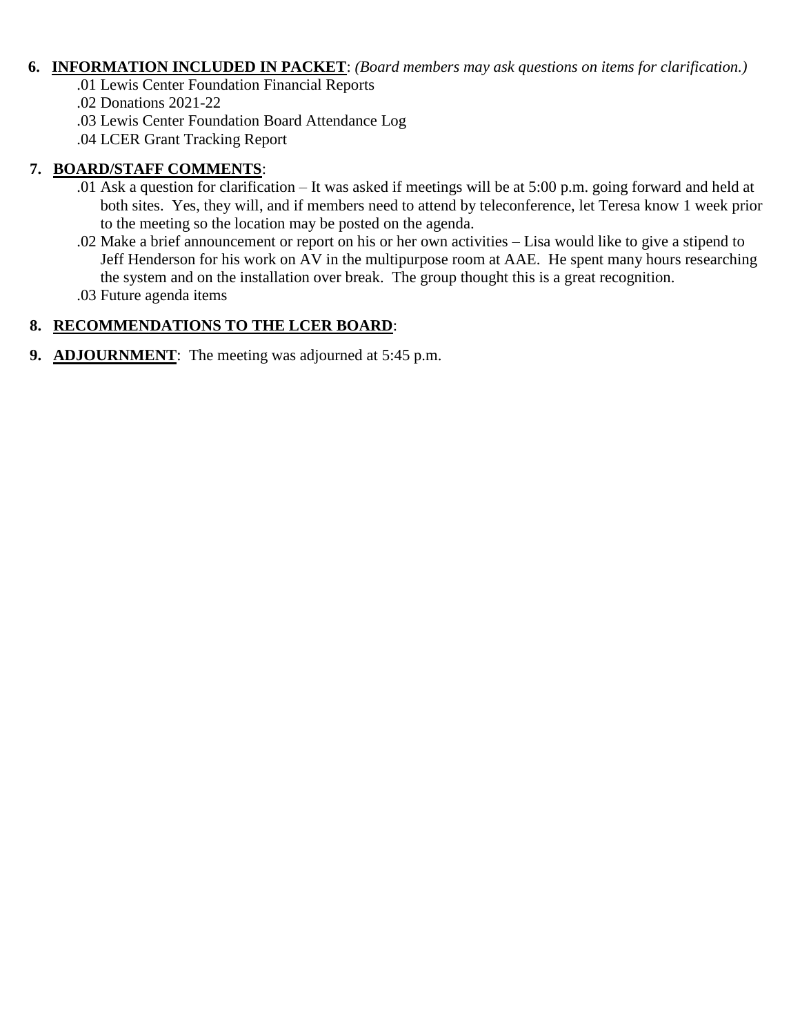**6. INFORMATION INCLUDED IN PACKET**: *(Board members may ask questions on items for clarification.)*

.01 Lewis Center Foundation Financial Reports
.02 Donations 2021-22
.03 Lewis Center Foundation Board Attendance Log
.04 LCER Grant Tracking Report

**7. BOARD/STAFF COMMENTS**:

.01 Ask a question for clarification – It was asked if meetings will be at 5:00 p.m. going forward and held at both sites. Yes, they will, and if members need to attend by teleconference, let Teresa know 1 week prior to the meeting so the location may be posted on the agenda.
.02 Make a brief announcement or report on his or her own activities – Lisa would like to give a stipend to Jeff Henderson for his work on AV in the multipurpose room at AAE. He spent many hours researching the system and on the installation over break. The group thought this is a great recognition.
.03 Future agenda items

**8. RECOMMENDATIONS TO THE LCER BOARD**:

**9. ADJOURNMENT**: The meeting was adjourned at 5:45 p.m.